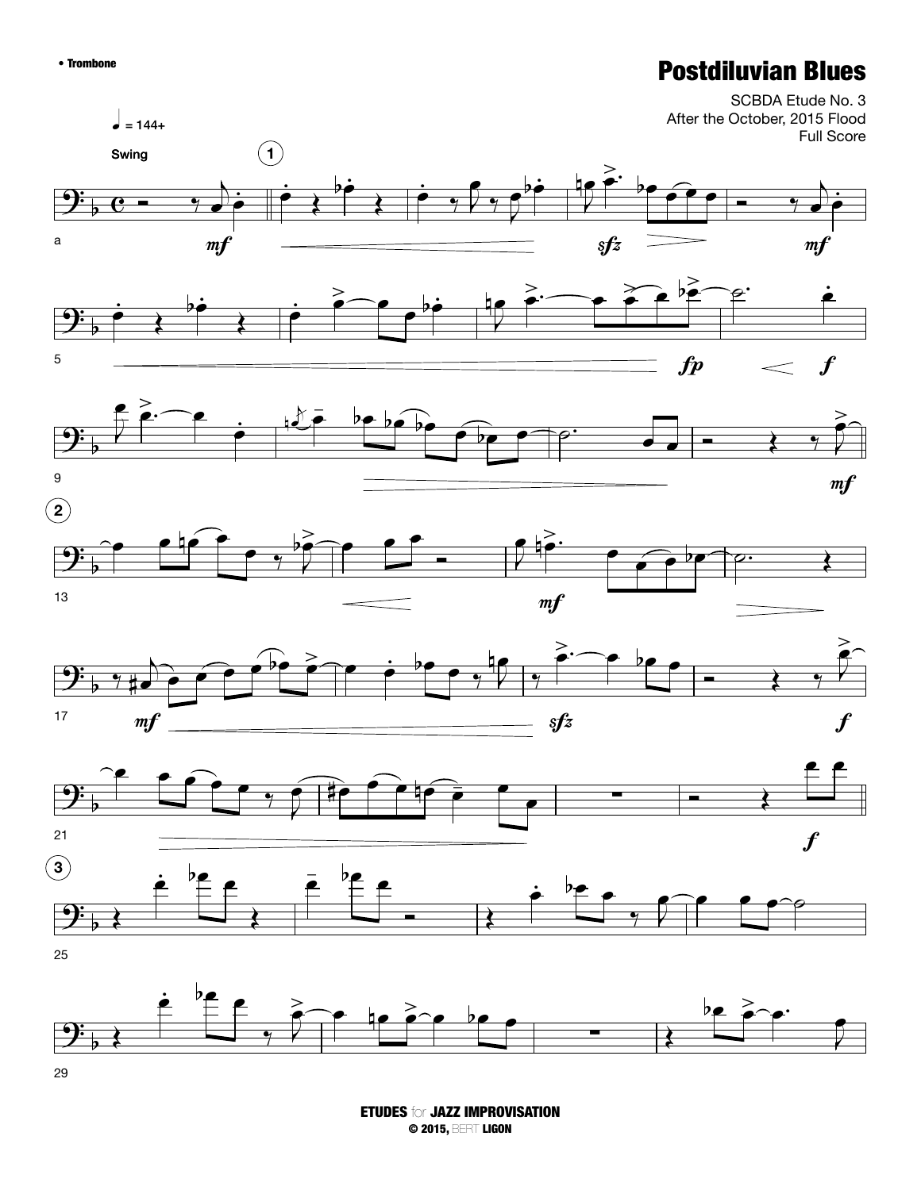• Trombone

# Postdiluvian Blues

SCBDA Etude No. 3
After the October, 2015 Flood
Full Score

♩ = 144+

Swing

ETUDES for JAZZ IMPROVISATION
© 2015, BERT LIGON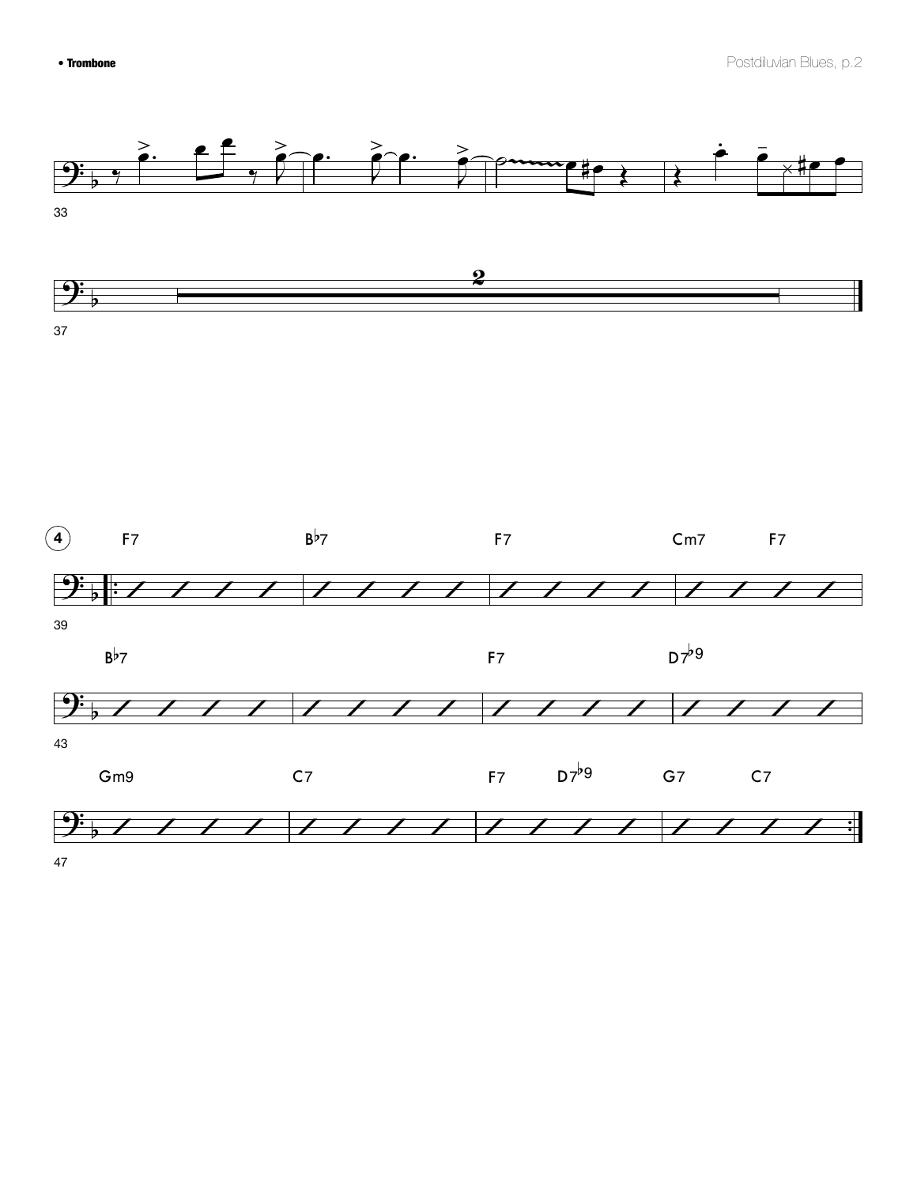33

37

4

F7 B♭7 F7 Cm7 F7

39

B♭7 F7 D7♭9

43

Gm9 C7 F7 D7♭9 G7 C7

47